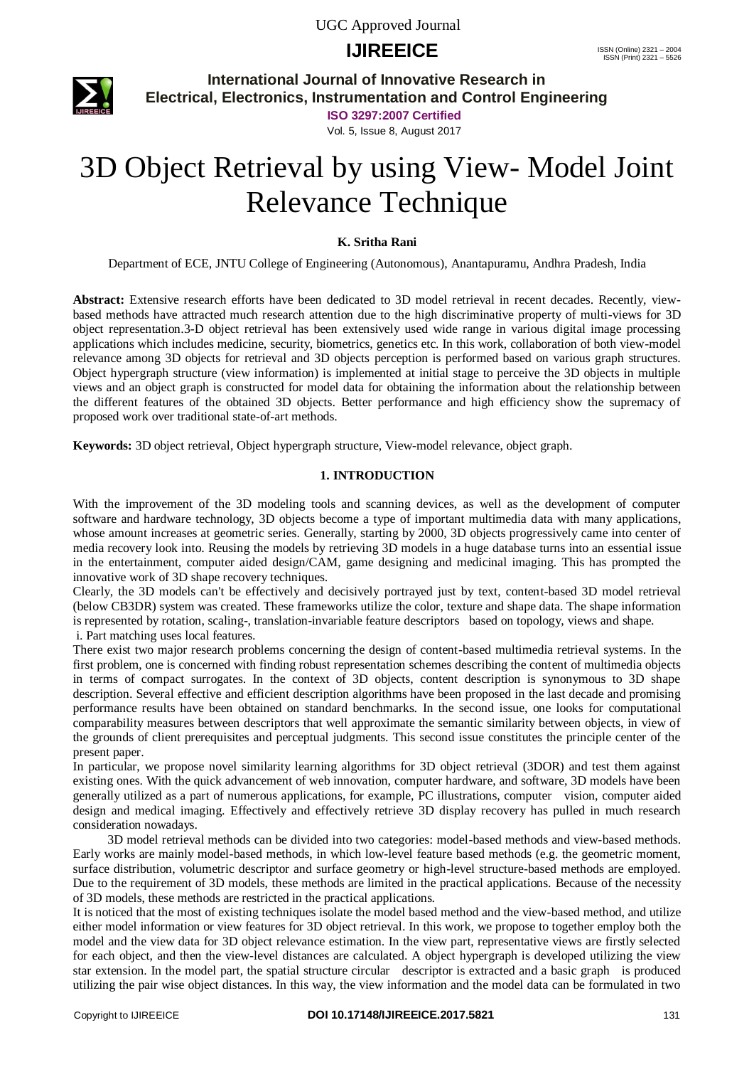# 3D Object Retrieval by using View- Model Joint Relevance Technique

**K. Sritha Rani**

Department of ECE, JNTU College of Engineering (Autonomous), Anantapuramu, Andhra Pradesh, India

**Abstract:** Extensive research efforts have been dedicated to 3D model retrieval in recent decades. Recently, view-based methods have attracted much research attention due to the high discriminative property of multi-views for 3D object representation.3-D object retrieval has been extensively used wide range in various digital image processing applications which includes medicine, security, biometrics, genetics etc. In this work, collaboration of both view-model relevance among 3D objects for retrieval and 3D objects perception is performed based on various graph structures. Object hypergraph structure (view information) is implemented at initial stage to perceive the 3D objects in multiple views and an object graph is constructed for model data for obtaining the information about the relationship between the different features of the obtained 3D objects. Better performance and high efficiency show the supremacy of proposed work over traditional state-of-art methods.

**Keywords:** 3D object retrieval, Object hypergraph structure, View-model relevance, object graph.

## 1. INTRODUCTION

With the improvement of the 3D modeling tools and scanning devices, as well as the development of computer software and hardware technology, 3D objects become a type of important multimedia data with many applications, whose amount increases at geometric series. Generally, starting by 2000, 3D objects progressively came into center of media recovery look into. Reusing the models by retrieving 3D models in a huge database turns into an essential issue in the entertainment, computer aided design/CAM, game designing and medicinal imaging. This has prompted the innovative work of 3D shape recovery techniques.

Clearly, the 3D models can't be effectively and decisively portrayed just by text, content-based 3D model retrieval (below CB3DR) system was created. These frameworks utilize the color, texture and shape data. The shape information is represented by rotation, scaling-, translation-invariable feature descriptors based on topology, views and shape.

i. Part matching uses local features.

There exist two major research problems concerning the design of content-based multimedia retrieval systems. In the first problem, one is concerned with finding robust representation schemes describing the content of multimedia objects in terms of compact surrogates. In the context of 3D objects, content description is synonymous to 3D shape description. Several effective and efficient description algorithms have been proposed in the last decade and promising performance results have been obtained on standard benchmarks. In the second issue, one looks for computational comparability measures between descriptors that well approximate the semantic similarity between objects, in view of the grounds of client prerequisites and perceptual judgments. This second issue constitutes the principle center of the present paper.

In particular, we propose novel similarity learning algorithms for 3D object retrieval (3DOR) and test them against existing ones. With the quick advancement of web innovation, computer hardware, and software, 3D models have been generally utilized as a part of numerous applications, for example, PC illustrations, computer vision, computer aided design and medical imaging. Effectively and effectively retrieve 3D display recovery has pulled in much research consideration nowadays.

3D model retrieval methods can be divided into two categories: model-based methods and view-based methods. Early works are mainly model-based methods, in which low-level feature based methods (e.g. the geometric moment, surface distribution, volumetric descriptor and surface geometry or high-level structure-based methods are employed. Due to the requirement of 3D models, these methods are limited in the practical applications. Because of the necessity of 3D models, these methods are restricted in the practical applications.

It is noticed that the most of existing techniques isolate the model based method and the view-based method, and utilize either model information or view features for 3D object retrieval. In this work, we propose to together employ both the model and the view data for 3D object relevance estimation. In the view part, representative views are firstly selected for each object, and then the view-level distances are calculated. A object hypergraph is developed utilizing the view star extension. In the model part, the spatial structure circular descriptor is extracted and a basic graph is produced utilizing the pair wise object distances. In this way, the view information and the model data can be formulated in two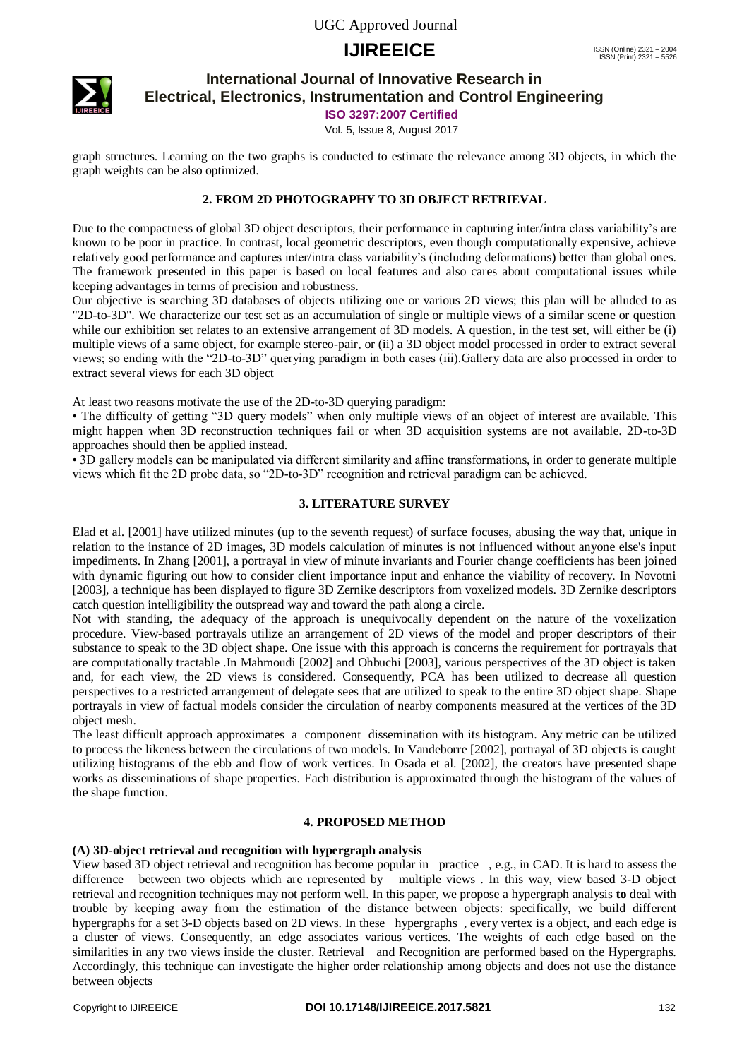graph structures. Learning on the two graphs is conducted to estimate the relevance among 3D objects, in which the graph weights can be also optimized.

## 2. FROM 2D PHOTOGRAPHY TO 3D OBJECT RETRIEVAL

Due to the compactness of global 3D object descriptors, their performance in capturing inter/intra class variability's are known to be poor in practice. In contrast, local geometric descriptors, even though computationally expensive, achieve relatively good performance and captures inter/intra class variability's (including deformations) better than global ones. The framework presented in this paper is based on local features and also cares about computational issues while keeping advantages in terms of precision and robustness.

Our objective is searching 3D databases of objects utilizing one or various 2D views; this plan will be alluded to as "2D-to-3D". We characterize our test set as an accumulation of single or multiple views of a similar scene or question while our exhibition set relates to an extensive arrangement of 3D models. A question, in the test set, will either be (i) multiple views of a same object, for example stereo-pair, or (ii) a 3D object model processed in order to extract several views; so ending with the "2D-to-3D" querying paradigm in both cases (iii).Gallery data are also processed in order to extract several views for each 3D object

At least two reasons motivate the use of the 2D-to-3D querying paradigm:

- The difficulty of getting "3D query models" when only multiple views of an object of interest are available. This might happen when 3D reconstruction techniques fail or when 3D acquisition systems are not available. 2D-to-3D approaches should then be applied instead.
- 3D gallery models can be manipulated via different similarity and affine transformations, in order to generate multiple views which fit the 2D probe data, so "2D-to-3D" recognition and retrieval paradigm can be achieved.

## 3. LITERATURE SURVEY

Elad et al. [2001] have utilized minutes (up to the seventh request) of surface focuses, abusing the way that, unique in relation to the instance of 2D images, 3D models calculation of minutes is not influenced without anyone else's input impediments. In Zhang [2001], a portrayal in view of minute invariants and Fourier change coefficients has been joined with dynamic figuring out how to consider client importance input and enhance the viability of recovery. In Novotni [2003], a technique has been displayed to figure 3D Zernike descriptors from voxelized models. 3D Zernike descriptors catch question intelligibility the outspread way and toward the path along a circle.

Not with standing, the adequacy of the approach is unequivocally dependent on the nature of the voxelization procedure. View-based portrayals utilize an arrangement of 2D views of the model and proper descriptors of their substance to speak to the 3D object shape. One issue with this approach is concerns the requirement for portrayals that are computationally tractable .In Mahmoudi [2002] and Ohbuchi [2003], various perspectives of the 3D object is taken and, for each view, the 2D views is considered. Consequently, PCA has been utilized to decrease all question perspectives to a restricted arrangement of delegate sees that are utilized to speak to the entire 3D object shape. Shape portrayals in view of factual models consider the circulation of nearby components measured at the vertices of the 3D object mesh.

The least difficult approach approximates a component dissemination with its histogram. Any metric can be utilized to process the likeness between the circulations of two models. In Vandeborre [2002], portrayal of 3D objects is caught utilizing histograms of the ebb and flow of work vertices. In Osada et al. [2002], the creators have presented shape works as disseminations of shape properties. Each distribution is approximated through the histogram of the values of the shape function.

## 4. PROPOSED METHOD

### (A) 3D-object retrieval and recognition with hypergraph analysis

View based 3D object retrieval and recognition has become popular in practice , e.g., in CAD. It is hard to assess the difference between two objects which are represented by multiple views . In this way, view based 3-D object retrieval and recognition techniques may not perform well. In this paper, we propose a hypergraph analysis **to** deal with trouble by keeping away from the estimation of the distance between objects: specifically, we build different hypergraphs for a set 3-D objects based on 2D views. In these hypergraphs , every vertex is a object, and each edge is a cluster of views. Consequently, an edge associates various vertices. The weights of each edge based on the similarities in any two views inside the cluster. Retrieval and Recognition are performed based on the Hypergraphs. Accordingly, this technique can investigate the higher order relationship among objects and does not use the distance between objects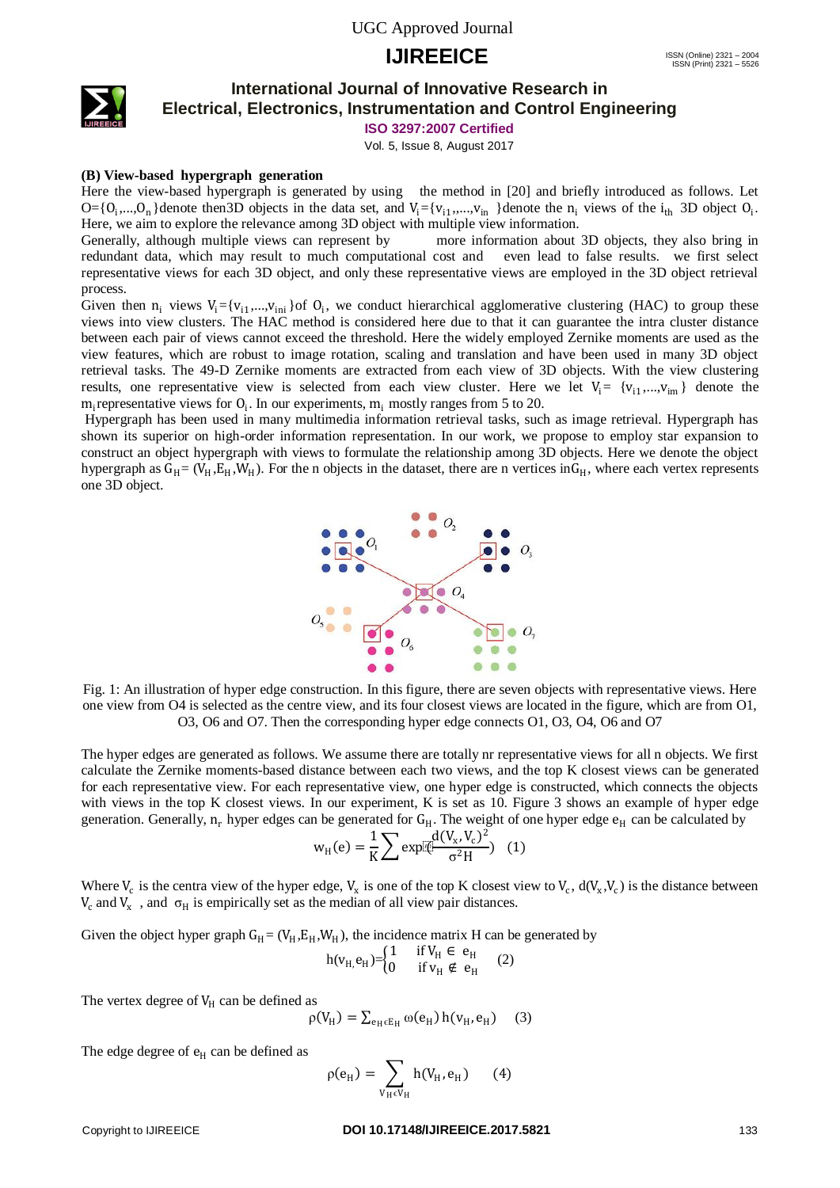### (B) View-based hypergraph generation

Here the view-based hypergraph is generated by using the method in [20] and briefly introduced as follows. Let $O=\{O_i,...,O_n\}$denote then3D objects in the data set, and $V_i=\{v_{i1},...,v_{in}\}$denote the $n_i$ views of the $i_{th}$ 3D object $O_i$. Here, we aim to explore the relevance among 3D object with multiple view information.

Generally, although multiple views can represent by more information about 3D objects, they also bring in redundant data, which may result to much computational cost and even lead to false results. we first select representative views for each 3D object, and only these representative views are employed in the 3D object retrieval process.

Given then $n_i$ views $V_i=\{v_{i1},...,v_{ini}\}$of $O_i$, we conduct hierarchical agglomerative clustering (HAC) to group these views into view clusters. The HAC method is considered here due to that it can guarantee the intra cluster distance between each pair of views cannot exceed the threshold. Here the widely employed Zernike moments are used as the view features, which are robust to image rotation, scaling and translation and have been used in many 3D object retrieval tasks. The 49-D Zernike moments are extracted from each view of 3D objects. With the view clustering results, one representative view is selected from each view cluster. Here we let $V_i=\{v_{i1},...,v_{im}\}$ denote the $m_i$representative views for $O_i$. In our experiments, $m_i$ mostly ranges from 5 to 20.

Hypergraph has been used in many multimedia information retrieval tasks, such as image retrieval. Hypergraph has shown its superior on high-order information representation. In our work, we propose to employ star expansion to construct an object hypergraph with views to formulate the relationship among 3D objects. Here we denote the object hypergraph as $G_H=(V_H,E_H,W_H)$. For the n objects in the dataset, there are n vertices in$G_H$, where each vertex represents one 3D object.

Fig. 1: An illustration of hyper edge construction. In this figure, there are seven objects with representative views. Here one view from O4 is selected as the centre view, and its four closest views are located in the figure, which are from O1, O3, O6 and O7. Then the corresponding hyper edge connects O1, O3, O4, O6 and O7

The hyper edges are generated as follows. We assume there are totally nr representative views for all n objects. We first calculate the Zernike moments-based distance between each two views, and the top K closest views can be generated for each representative view. For each representative view, one hyper edge is constructed, which connects the objects with views in the top K closest views. In our experiment, K is set as 10. Figure 3 shows an example of hyper edge generation. Generally, $n_r$ hyper edges can be generated for $G_H$. The weight of one hyper edge $e_H$ can be calculated by

$$w_H(e) = \frac{1}{K}\sum \exp\left(\frac{d(V_x,V_c)^2}{\sigma^2 H}\right) \quad (1)$$

Where $V_c$ is the centra view of the hyper edge, $V_x$ is one of the top K closest view to $V_c$, $d(V_x,V_c)$ is the distance between $V_c$ and $V_x$ , and $\sigma_H$ is empirically set as the median of all view pair distances.

Given the object hyper graph $G_H=(V_H,E_H,W_H)$, the incidence matrix H can be generated by

$$h(v_{H,}e_H)=\begin{cases}1 & \text{if } V_H \in e_H \\ 0 & \text{if } v_H \notin e_H\end{cases} \quad (2)$$

The vertex degree of $V_H$ can be defined as

$$\rho(V_H) = \sum_{e_H\epsilon E_H} \omega(e_H)\, h(v_H,e_H) \quad (3)$$

The edge degree of $e_H$ can be defined as

$$\rho(e_H) = \sum_{V_H\epsilon V_H} h(V_H,e_H) \quad (4)$$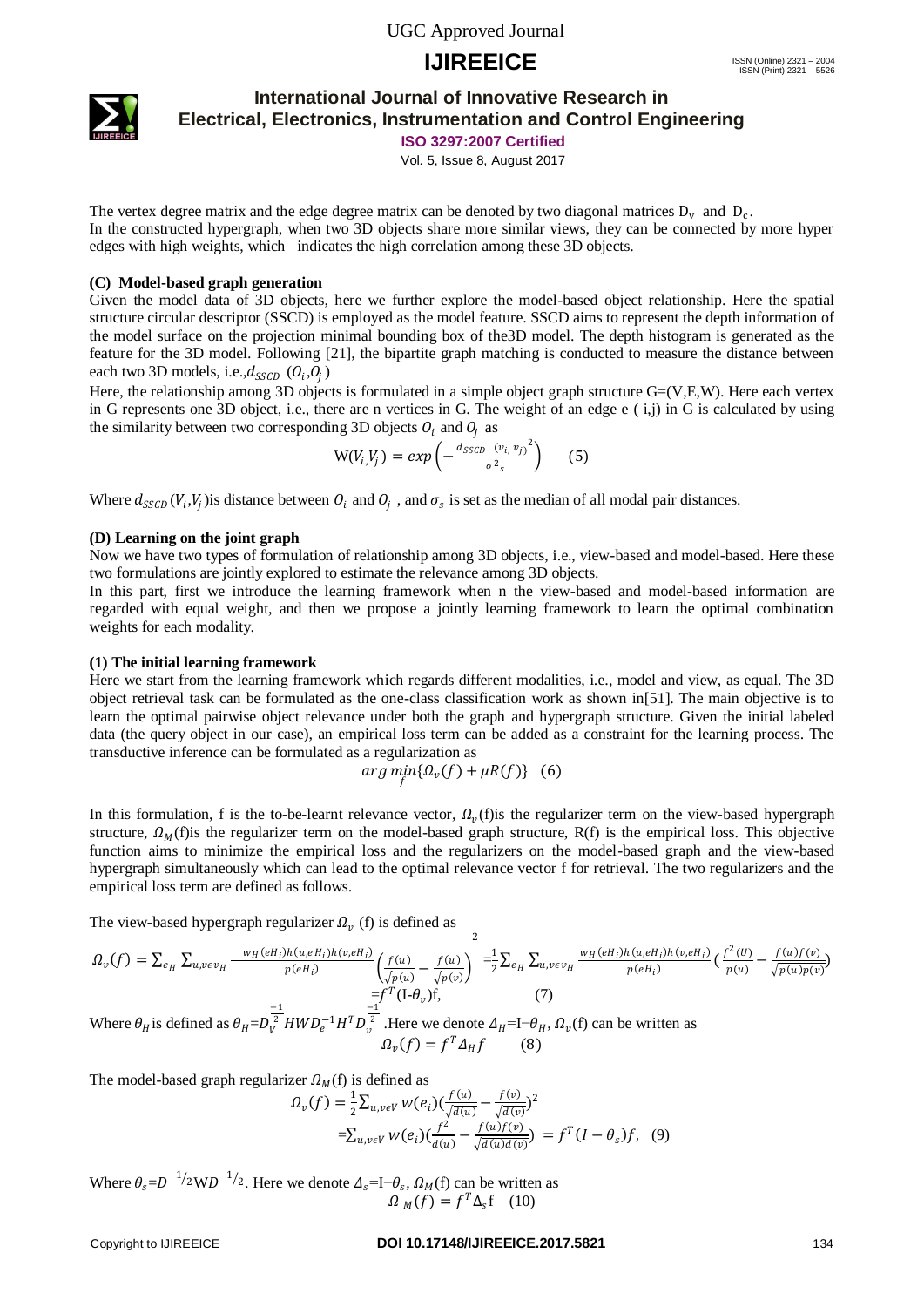The vertex degree matrix and the edge degree matrix can be denoted by two diagonal matrices $D_v$ and $D_c$.
In the constructed hypergraph, when two 3D objects share more similar views, they can be connected by more hyper edges with high weights, which indicates the high correlation among these 3D objects.

### (C) Model-based graph generation

Given the model data of 3D objects, here we further explore the model-based object relationship. Here the spatial structure circular descriptor (SSCD) is employed as the model feature. SSCD aims to represent the depth information of the model surface on the projection minimal bounding box of the3D model. The depth histogram is generated as the feature for the 3D model. Following [21], the bipartite graph matching is conducted to measure the distance between each two 3D models, i.e.,$d_{SSCD}$ $(O_i, O_j)$

Here, the relationship among 3D objects is formulated in a simple object graph structure G=(V,E,W). Here each vertex in G represents one 3D object, i.e., there are n vertices in G. The weight of an edge e ( i,j) in G is calculated by using the similarity between two corresponding 3D objects $O_i$ and $O_j$ as

$$W(V_i, V_j) = exp\left(-\frac{d_{SSCD}\ (v_i, v_j)^2}{\sigma^2{}_s}\right) \quad (5)$$

Where $d_{SSCD}(V_i, V_j)$is distance between $O_i$ and $O_j$ , and $\sigma_s$ is set as the median of all modal pair distances.

### (D) Learning on the joint graph

Now we have two types of formulation of relationship among 3D objects, i.e., view-based and model-based. Here these two formulations are jointly explored to estimate the relevance among 3D objects.

In this part, first we introduce the learning framework when n the view-based and model-based information are regarded with equal weight, and then we propose a jointly learning framework to learn the optimal combination weights for each modality.

### (1) The initial learning framework

Here we start from the learning framework which regards different modalities, i.e., model and view, as equal. The 3D object retrieval task can be formulated as the one-class classification work as shown in[51]. The main objective is to learn the optimal pairwise object relevance under both the graph and hypergraph structure. Given the initial labeled data (the query object in our case), an empirical loss term can be added as a constraint for the learning process. The transductive inference can be formulated as a regularization as

$$arg\ \min_f\{\Omega_v(f) + \mu R(f)\} \quad (6)$$

In this formulation, f is the to-be-learnt relevance vector, $\Omega_v$(f)is the regularizer term on the view-based hypergraph structure, $\Omega_M$(f)is the regularizer term on the model-based graph structure, R(f) is the empirical loss. This objective function aims to minimize the empirical loss and the regularizers on the model-based graph and the view-based hypergraph simultaneously which can lead to the optimal relevance vector f for retrieval. The two regularizers and the empirical loss term are defined as follows.

The view-based hypergraph regularizer $\Omega_v$ (f) is defined as

$$\Omega_v(f) = \sum_{e_H} \sum_{u,v\epsilon v_H} \frac{w_H(eH_i)h(u,eH_i)h(v,eH_i)}{p(eH_i)}\left(\frac{f(u)}{\sqrt{p(u)}} - \frac{f(u)}{\sqrt{p(v)}}\right)^2 = \frac{1}{2}\sum_{e_H}\sum_{u,v\epsilon v_H}\frac{w_H(eH_i)h(u,eH_i)h(v,eH_i)}{p(eH_i)}\left(\frac{f^2(U)}{p(u)} - \frac{f(u)f(v)}{\sqrt{p(u)p(v)}}\right)$$
$$= f^T(\text{I-}\theta_v)\text{f}, \quad (7)$$

Where $\theta_H$is defined as $\theta_H = D_V^{\frac{-1}{2}}HWD_e^{-1}H^TD_v^{\frac{-1}{2}}$ .Here we denote $\Delta_H$=I−$\theta_H$, $\Omega_v$(f) can be written as

$$\Omega_v(f) = f^T\Delta_H f \quad (8)$$

The model-based graph regularizer $\Omega_M$(f) is defined as

$$\Omega_v(f) = \frac{1}{2}\sum_{u,v\epsilon V} w(e_i)\left(\frac{f(u)}{\sqrt{d(u)}} - \frac{f(v)}{\sqrt{d(v)}}\right)^2$$
$$= \sum_{u,v\epsilon V} w(e_i)\left(\frac{f^2}{d(u)} - \frac{f(u)f(v)}{\sqrt{d(u)d(v)}}\right) = f^T(I-\theta_s)f, \quad (9)$$

Where $\theta_s$=$D^{-1/2}$W$D^{-1/2}$. Here we denote $\Delta_s$=I−$\theta_s$, $\Omega_M$(f) can be written as

$$\Omega_M(f) = f^T\Delta_s\text{f} \quad (10)$$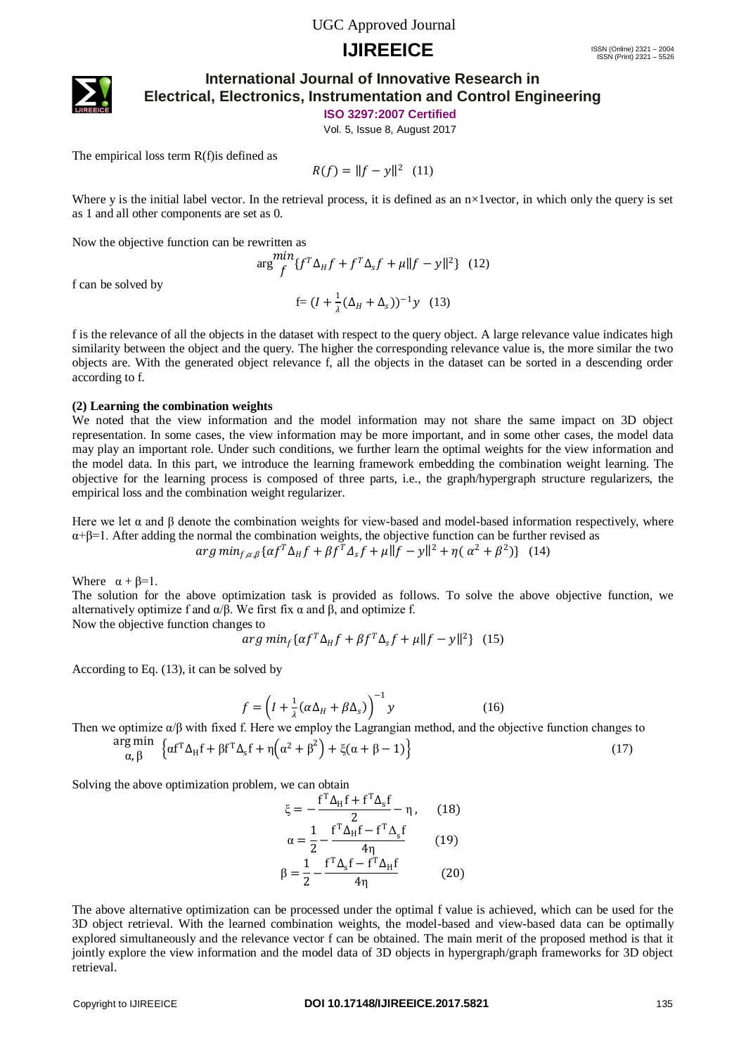The empirical loss term R(f)is defined as

$$R(f) = \|f - y\|^2 \quad (11)$$

Where y is the initial label vector. In the retrieval process, it is defined as an n×1vector, in which only the query is set as 1 and all other components are set as 0.

Now the objective function can be rewritten as

$$\arg\min_{f}\{f^T\Delta_H f + f^T\Delta_s f + \mu\|f - y\|^2\} \quad (12)$$

f can be solved by

$$f = (I + \frac{1}{\lambda}(\Delta_H + \Delta_s))^{-1}y \quad (13)$$

f is the relevance of all the objects in the dataset with respect to the query object. A large relevance value indicates high similarity between the object and the query. The higher the corresponding relevance value is, the more similar the two objects are. With the generated object relevance f, all the objects in the dataset can be sorted in a descending order according to f.

**(2) Learning the combination weights**

We noted that the view information and the model information may not share the same impact on 3D object representation. In some cases, the view information may be more important, and in some other cases, the model data may play an important role. Under such conditions, we further learn the optimal weights for the view information and the model data. In this part, we introduce the learning framework embedding the combination weight learning. The objective for the learning process is composed of three parts, i.e., the graph/hypergraph structure regularizers, the empirical loss and the combination weight regularizer.

Here we let α and β denote the combination weights for view-based and model-based information respectively, where α+β=1. After adding the normal the combination weights, the objective function can be further revised as

$$\arg\min_{f,\alpha,\beta}\{\alpha f^T\Delta_H f + \beta f^T\Delta_s f + \mu\|f - y\|^2 + \eta(\alpha^2 + \beta^2)\} \quad (14)$$

Where α + β=1.

The solution for the above optimization task is provided as follows. To solve the above objective function, we alternatively optimize f and α/β. We first fix α and β, and optimize f.

Now the objective function changes to

$$\arg\min_{f}\{\alpha f^T\Delta_H f + \beta f^T\Delta_s f + \mu\|f - y\|^2\} \quad (15)$$

According to Eq. (13), it can be solved by

$$f = \left(I + \frac{1}{\lambda}(\alpha\Delta_H + \beta\Delta_s)\right)^{-1}y \quad (16)$$

Then we optimize α/β with fixed f. Here we employ the Lagrangian method, and the objective function changes to

$$\arg\min_{\alpha,\beta}\left\{\alpha f^T\Delta_H f + \beta f^T\Delta_s f + \eta\left(\alpha^2 + \beta^2\right) + \xi(\alpha + \beta - 1)\right\} \quad (17)$$

Solving the above optimization problem, we can obtain

$$\xi = -\frac{f^T\Delta_H f + f^T\Delta_s f}{2} - \eta, \quad (18)$$

$$\alpha = \frac{1}{2} - \frac{f^T\Delta_H f - f^T\Delta_s f}{4\eta} \quad (19)$$

$$\beta = \frac{1}{2} - \frac{f^T\Delta_s f - f^T\Delta_H f}{4\eta} \quad (20)$$

The above alternative optimization can be processed under the optimal f value is achieved, which can be used for the 3D object retrieval. With the learned combination weights, the model-based and view-based data can be optimally explored simultaneously and the relevance vector f can be obtained. The main merit of the proposed method is that it jointly explore the view information and the model data of 3D objects in hypergraph/graph frameworks for 3D object retrieval.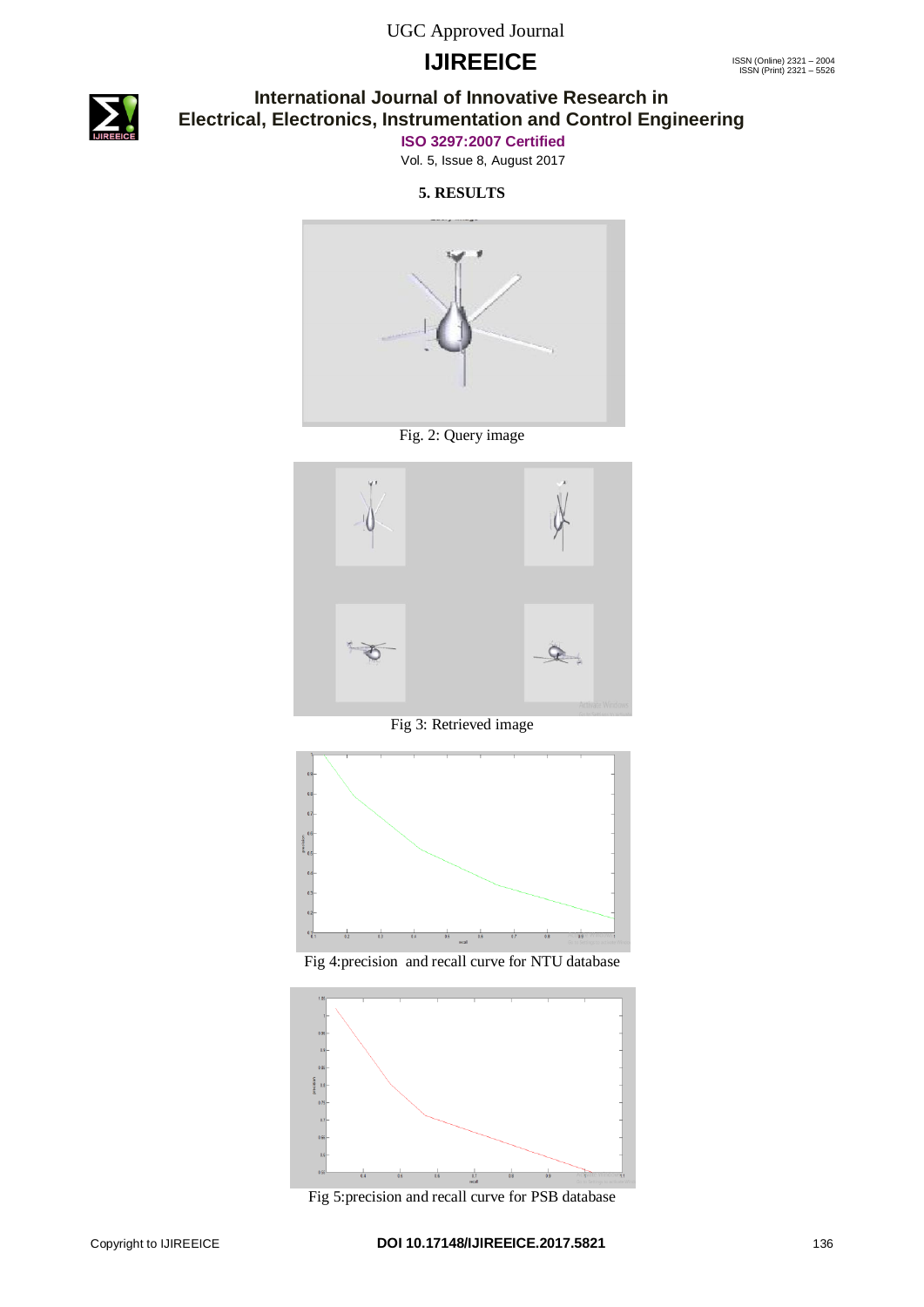## 5. RESULTS

Fig. 2: Query image

Fig 3: Retrieved image

Fig 4:precision and recall curve for NTU database

Fig 5:precision and recall curve for PSB database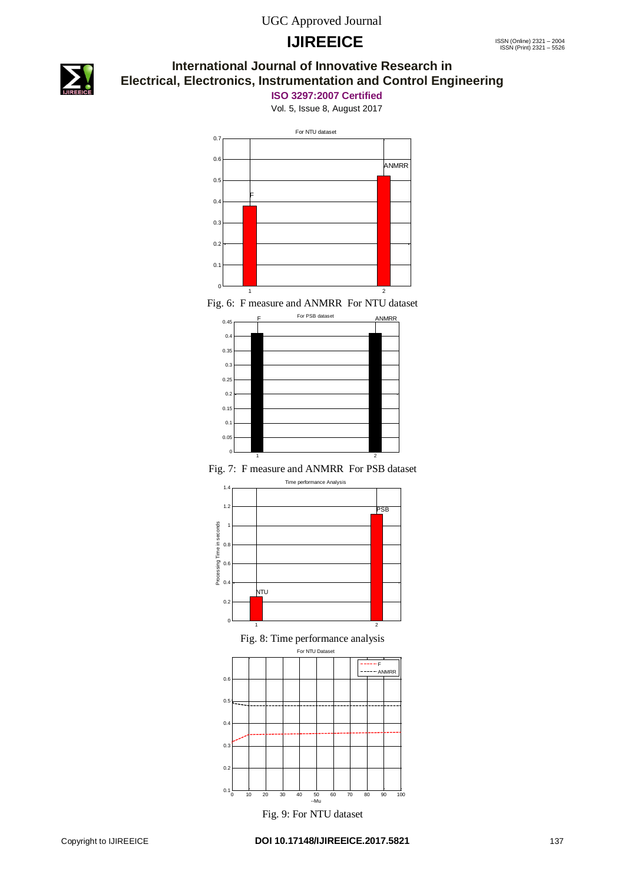Fig. 6: F measure and ANMRR For NTU dataset

Fig. 7: F measure and ANMRR For PSB dataset

Fig. 8: Time performance analysis

Fig. 9: For NTU dataset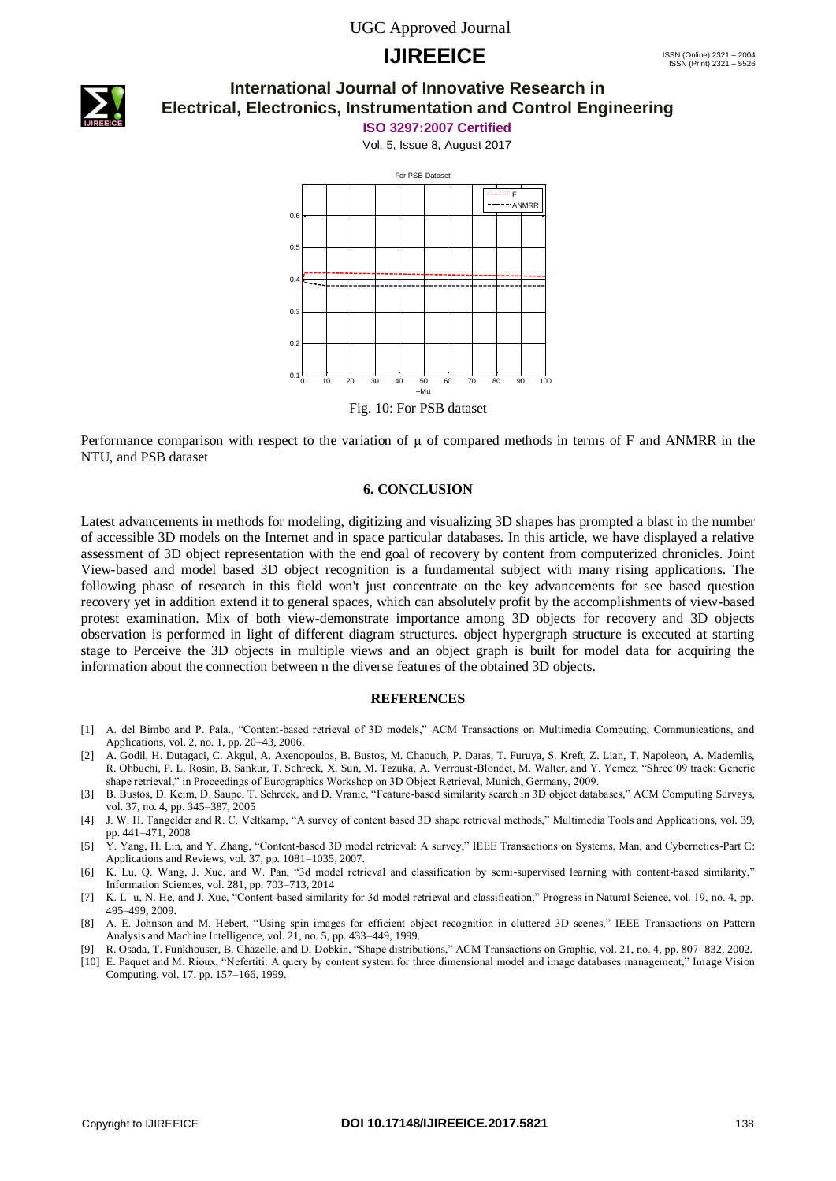For PSB Dataset

F

ANMRR

0.6

0.5

0.4

0.3

0.2

0.1

0 10 20 30 40 50 60 70 80 90 100

--Mu

Fig. 10: For PSB dataset

Performance comparison with respect to the variation of μ of compared methods in terms of F and ANMRR in the NTU, and PSB dataset

## 6. CONCLUSION

Latest advancements in methods for modeling, digitizing and visualizing 3D shapes has prompted a blast in the number of accessible 3D models on the Internet and in space particular databases. In this article, we have displayed a relative assessment of 3D object representation with the end goal of recovery by content from computerized chronicles. Joint View-based and model based 3D object recognition is a fundamental subject with many rising applications. The following phase of research in this field won't just concentrate on the key advancements for see based question recovery yet in addition extend it to general spaces, which can absolutely profit by the accomplishments of view-based protest examination. Mix of both view-demonstrate importance among 3D objects for recovery and 3D objects observation is performed in light of different diagram structures. object hypergraph structure is executed at starting stage to Perceive the 3D objects in multiple views and an object graph is built for model data for acquiring the information about the connection between n the diverse features of the obtained 3D objects.

## REFERENCES

[1] A. del Bimbo and P. Pala., "Content-based retrieval of 3D models," ACM Transactions on Multimedia Computing, Communications, and Applications, vol. 2, no. 1, pp. 20–43, 2006.

[2] A. Godil, H. Dutagaci, C. Akgul, A. Axenopoulos, B. Bustos, M. Chaouch, P. Daras, T. Furuya, S. Kreft, Z. Lian, T. Napoleon, A. Mademlis, R. Ohbuchi, P. L. Rosin, B. Sankur, T. Schreck, X. Sun, M. Tezuka, A. Verroust-Blondet, M. Walter, and Y. Yemez, "Shrec'09 track: Generic shape retrieval," in Proceedings of Eurographics Workshop on 3D Object Retrieval, Munich, Germany, 2009.

[3] B. Bustos, D. Keim, D. Saupe, T. Schreck, and D. Vranic, "Feature-based similarity search in 3D object databases," ACM Computing Surveys, vol. 37, no. 4, pp. 345–387, 2005

[4] J. W. H. Tangelder and R. C. Veltkamp, "A survey of content based 3D shape retrieval methods," Multimedia Tools and Applications, vol. 39, pp. 441–471, 2008

[5] Y. Yang, H. Lin, and Y. Zhang, "Content-based 3D model retrieval: A survey," IEEE Transactions on Systems, Man, and Cybernetics-Part C: Applications and Reviews, vol. 37, pp. 1081–1035, 2007.

[6] K. Lu, Q. Wang, J. Xue, and W. Pan, "3d model retrieval and classification by semi-supervised learning with content-based similarity," Information Sciences, vol. 281, pp. 703–713, 2014

[7] K. L¨ u, N. He, and J. Xue, "Content-based similarity for 3d model retrieval and classification," Progress in Natural Science, vol. 19, no. 4, pp. 495–499, 2009.

[8] A. E. Johnson and M. Hebert, "Using spin images for efficient object recognition in cluttered 3D scenes," IEEE Transactions on Pattern Analysis and Machine Intelligence, vol. 21, no. 5, pp. 433–449, 1999.

[9] R. Osada, T. Funkhouser, B. Chazelle, and D. Dobkin, "Shape distributions," ACM Transactions on Graphic, vol. 21, no. 4, pp. 807–832, 2002.

[10] E. Paquet and M. Rioux, "Nefertiti: A query by content system for three dimensional model and image databases management," Image Vision Computing, vol. 17, pp. 157–166, 1999.